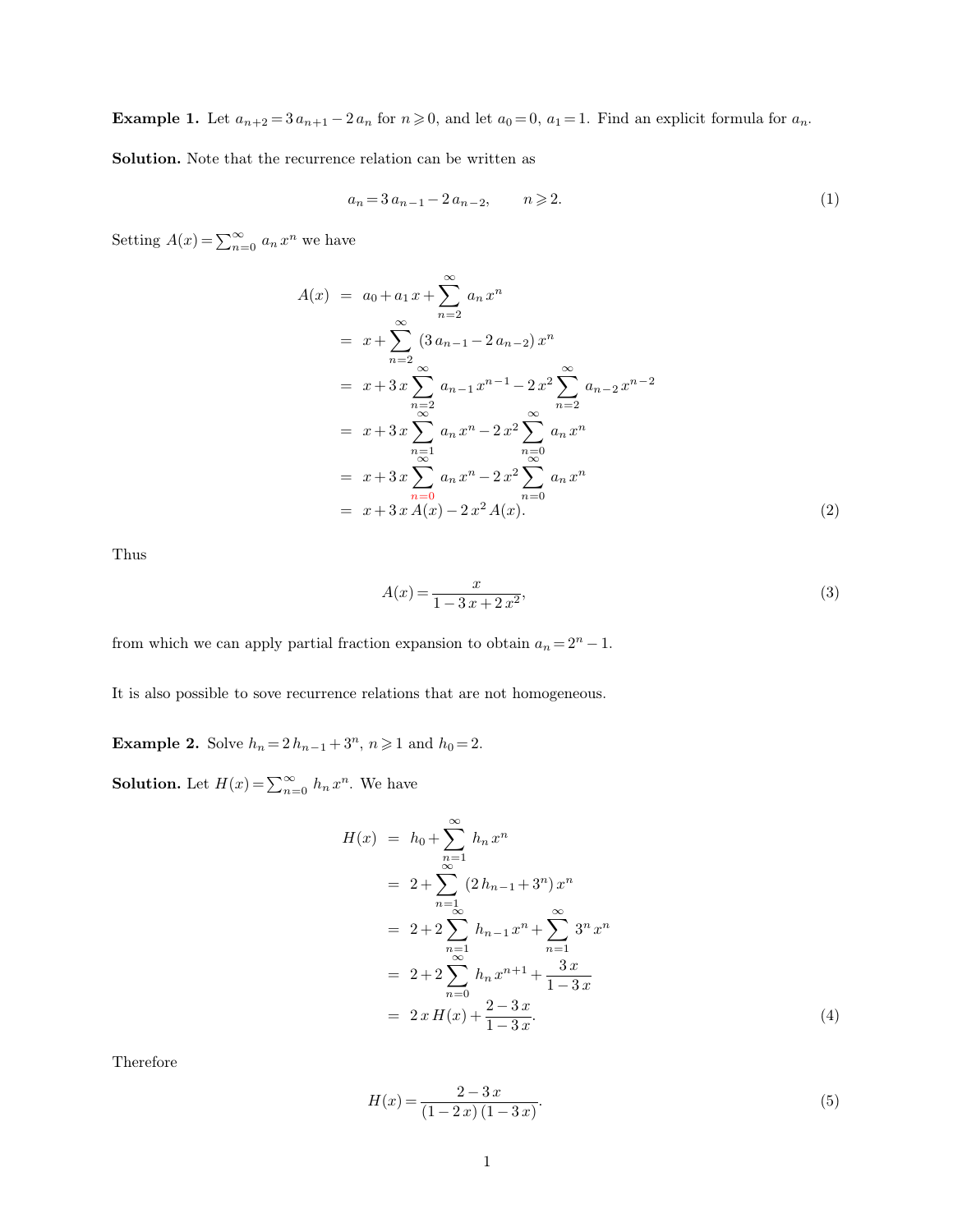**Example 1.** Let $a_{n+2} = 3\,a_{n+1} - 2\,a_n$ for $n \geqslant 0$, and let $a_0 = 0$, $a_1 = 1$. Find an explicit formula for $a_n$.

**Solution.** Note that the recurrence relation can be written as

$$a_n = 3\,a_{n-1} - 2\,a_{n-2}, \qquad n \geqslant 2. \tag{1}$$

Setting $A(x) = \sum_{n=0}^{\infty} a_n\,x^n$ we have

$$\begin{aligned}
A(x) &= a_0 + a_1\,x + \sum_{n=2}^{\infty} a_n\,x^n \\
&= x + \sum_{n=2}^{\infty} (3\,a_{n-1} - 2\,a_{n-2})\,x^n \\
&= x + 3\,x \sum_{n=2}^{\infty} a_{n-1}\,x^{n-1} - 2\,x^2 \sum_{n=2}^{\infty} a_{n-2}\,x^{n-2} \\
&= x + 3\,x \sum_{n=1}^{\infty} a_n\,x^n - 2\,x^2 \sum_{n=0}^{\infty} a_n\,x^n \\
&= x + 3\,x \sum_{n=0}^{\infty} a_n\,x^n - 2\,x^2 \sum_{n=0}^{\infty} a_n\,x^n \\
&= x + 3\,x\,A(x) - 2\,x^2\,A(x).
\end{aligned} \tag{2}$$

Thus

$$A(x) = \frac{x}{1 - 3\,x + 2\,x^2}, \tag{3}$$

from which we can apply partial fraction expansion to obtain $a_n = 2^n - 1$.

It is also possible to sove recurrence relations that are not homogeneous.

**Example 2.** Solve $h_n = 2\,h_{n-1} + 3^n$, $n \geqslant 1$ and $h_0 = 2$.

**Solution.** Let $H(x) = \sum_{n=0}^{\infty} h_n\,x^n$. We have

$$\begin{aligned}
H(x) &= h_0 + \sum_{n=1}^{\infty} h_n\,x^n \\
&= 2 + \sum_{n=1}^{\infty} (2\,h_{n-1} + 3^n)\,x^n \\
&= 2 + 2 \sum_{n=1}^{\infty} h_{n-1}\,x^n + \sum_{n=1}^{\infty} 3^n\,x^n \\
&= 2 + 2 \sum_{n=0}^{\infty} h_n\,x^{n+1} + \frac{3\,x}{1 - 3\,x} \\
&= 2\,x\,H(x) + \frac{2 - 3\,x}{1 - 3\,x}.
\end{aligned} \tag{4}$$

Therefore

$$H(x) = \frac{2 - 3\,x}{(1 - 2\,x)\,(1 - 3\,x)}. \tag{5}$$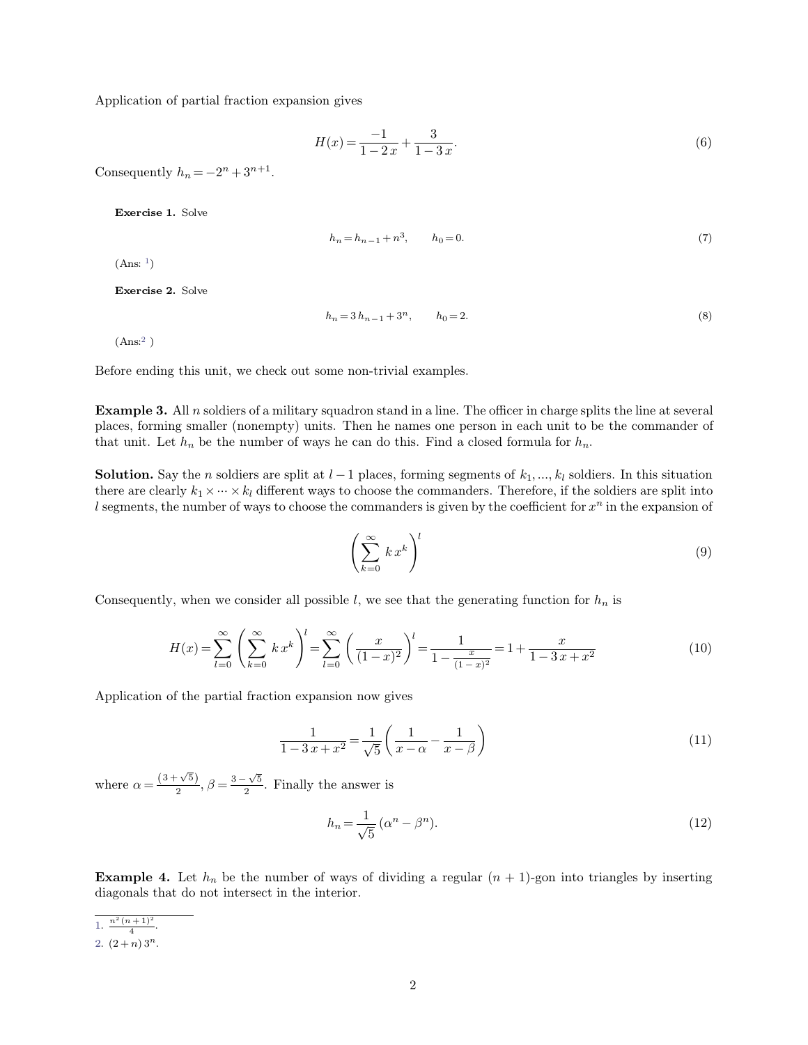Application of partial fraction expansion gives

$$H(x) = \frac{-1}{1-2x} + \frac{3}{1-3x}. \tag{6}$$

Consequently $h_n = -2^n + 3^{n+1}$.

**Exercise 1.** Solve

$$h_n = h_{n-1} + n^3, \qquad h_0 = 0. \tag{7}$$

(Ans: [1])

**Exercise 2.** Solve

$$h_n = 3\,h_{n-1} + 3^n, \qquad h_0 = 2. \tag{8}$$

(Ans:[2] )

Before ending this unit, we check out some non-trivial examples.

**Example 3.** All $n$ soldiers of a military squadron stand in a line. The officer in charge splits the line at several places, forming smaller (nonempty) units. Then he names one person in each unit to be the commander of that unit. Let $h_n$ be the number of ways he can do this. Find a closed formula for $h_n$.

**Solution.** Say the $n$ soldiers are split at $l-1$ places, forming segments of $k_1, \ldots, k_l$ soldiers. In this situation there are clearly $k_1 \times \cdots \times k_l$ different ways to choose the commanders. Therefore, if the soldiers are split into $l$ segments, the number of ways to choose the commanders is given by the coefficient for $x^n$ in the expansion of

$$\left( \sum_{k=0}^{\infty} k\,x^k \right)^l \tag{9}$$

Consequently, when we consider all possible $l$, we see that the generating function for $h_n$ is

$$H(x) = \sum_{l=0}^{\infty} \left( \sum_{k=0}^{\infty} k\,x^k \right)^l = \sum_{l=0}^{\infty} \left( \frac{x}{(1-x)^2} \right)^l = \frac{1}{1 - \frac{x}{(1-x)^2}} = 1 + \frac{x}{1 - 3x + x^2} \tag{10}$$

Application of the partial fraction expansion now gives

$$\frac{1}{1 - 3x + x^2} = \frac{1}{\sqrt{5}} \left( \frac{1}{x - \alpha} - \frac{1}{x - \beta} \right) \tag{11}$$

where $\alpha = \frac{(3+\sqrt{5})}{2}$, $\beta = \frac{3-\sqrt{5}}{2}$. Finally the answer is

$$h_n = \frac{1}{\sqrt{5}} (\alpha^n - \beta^n). \tag{12}$$

**Example 4.** Let $h_n$ be the number of ways of dividing a regular $(n+1)$-gon into triangles by inserting diagonals that do not intersect in the interior.

---

1. $\frac{n^2(n+1)^2}{4}$.
2. $(2+n)\,3^n$.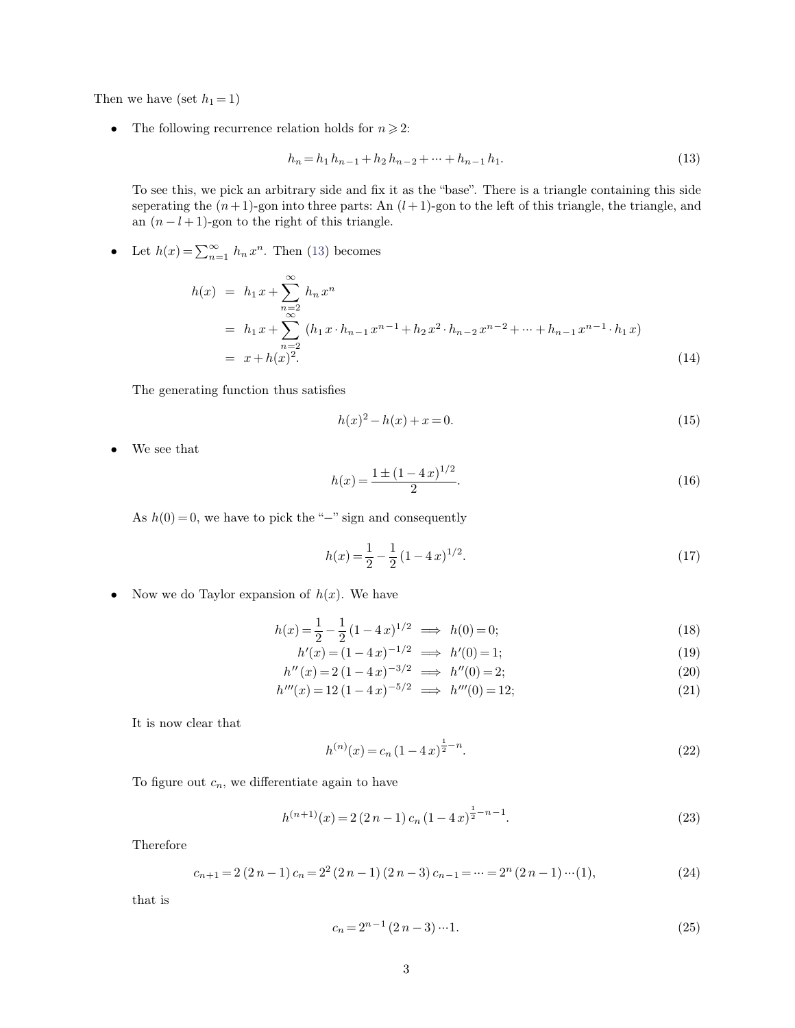Then we have (set $h_1 = 1$)

- The following recurrence relation holds for $n \geqslant 2$:

$$h_n = h_1 h_{n-1} + h_2 h_{n-2} + \cdots + h_{n-1} h_1. \tag{13}$$

  To see this, we pick an arbitrary side and fix it as the "base". There is a triangle containing this side seperating the $(n+1)$-gon into three parts: An $(l+1)$-gon to the left of this triangle, the triangle, and an $(n-l+1)$-gon to the right of this triangle.

- Let $h(x) = \sum_{n=1}^{\infty} h_n x^n$. Then (13) becomes

$$\begin{aligned} h(x) &= h_1 x + \sum_{n=2}^{\infty} h_n x^n \\ &= h_1 x + \sum_{n=2}^{\infty} (h_1 x \cdot h_{n-1} x^{n-1} + h_2 x^2 \cdot h_{n-2} x^{n-2} + \cdots + h_{n-1} x^{n-1} \cdot h_1 x) \\ &= x + h(x)^2. \end{aligned} \tag{14}$$

  The generating function thus satisfies

$$h(x)^2 - h(x) + x = 0. \tag{15}$$

- We see that

$$h(x) = \frac{1 \pm (1 - 4x)^{1/2}}{2}. \tag{16}$$

  As $h(0) = 0$, we have to pick the "$-$" sign and consequently

$$h(x) = \frac{1}{2} - \frac{1}{2}(1 - 4x)^{1/2}. \tag{17}$$

- Now we do Taylor expansion of $h(x)$. We have

$$h(x) = \frac{1}{2} - \frac{1}{2}(1 - 4x)^{1/2} \implies h(0) = 0; \tag{18}$$

$$h'(x) = (1 - 4x)^{-1/2} \implies h'(0) = 1; \tag{19}$$

$$h''(x) = 2(1 - 4x)^{-3/2} \implies h''(0) = 2; \tag{20}$$

$$h'''(x) = 12(1 - 4x)^{-5/2} \implies h'''(0) = 12; \tag{21}$$

  It is now clear that

$$h^{(n)}(x) = c_n (1 - 4x)^{\frac{1}{2} - n}. \tag{22}$$

  To figure out $c_n$, we differentiate again to have

$$h^{(n+1)}(x) = 2(2n - 1) c_n (1 - 4x)^{\frac{1}{2} - n - 1}. \tag{23}$$

  Therefore

$$c_{n+1} = 2(2n - 1) c_n = 2^2 (2n - 1)(2n - 3) c_{n-1} = \cdots = 2^n (2n - 1) \cdots (1), \tag{24}$$

  that is

$$c_n = 2^{n-1} (2n - 3) \cdots 1. \tag{25}$$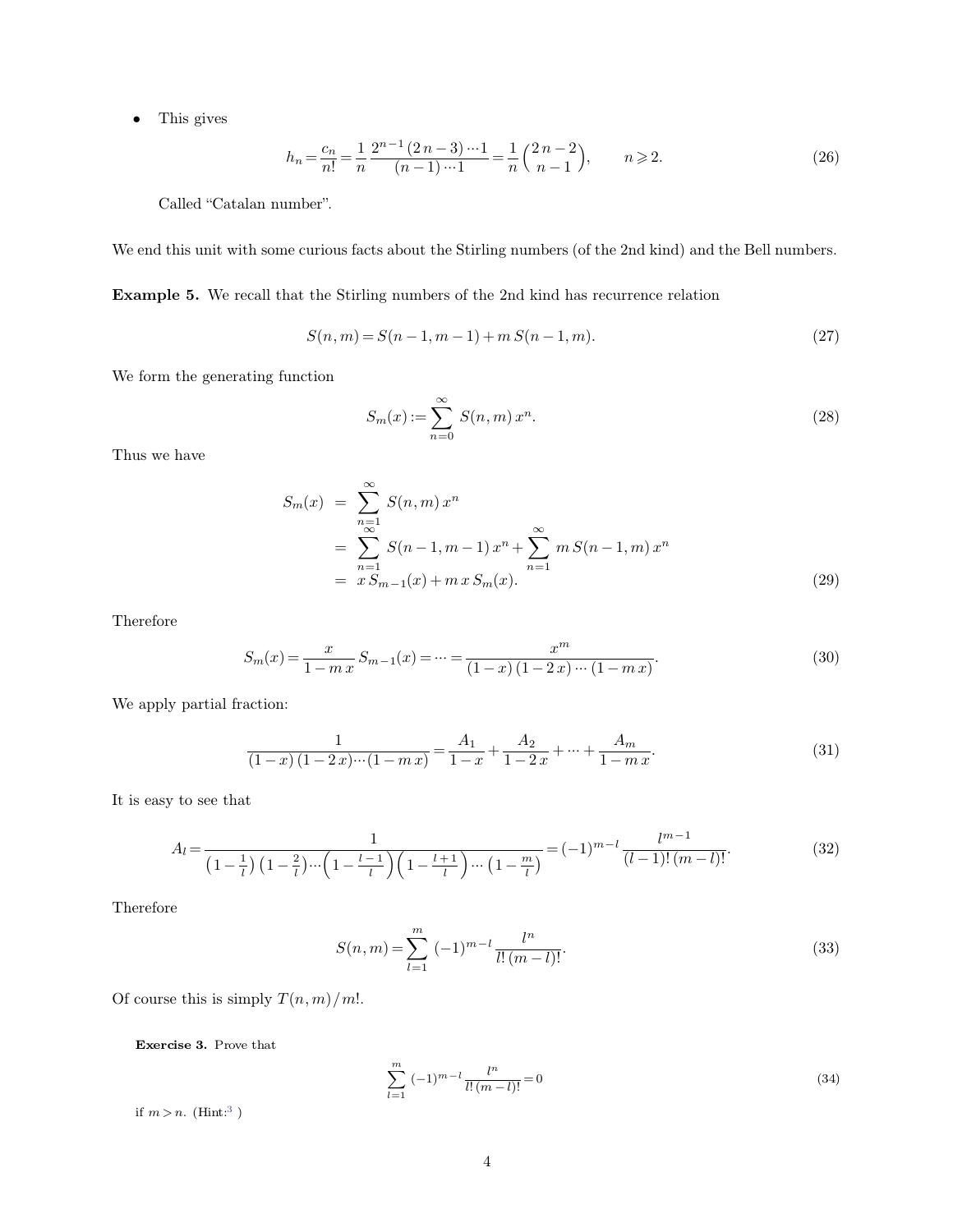- This gives

$$h_n = \frac{c_n}{n!} = \frac{1}{n} \frac{2^{n-1}(2n-3)\cdots 1}{(n-1)\cdots 1} = \frac{1}{n}\binom{2n-2}{n-1}, \qquad n \geqslant 2. \tag{26}$$

Called "Catalan number".

We end this unit with some curious facts about the Stirling numbers (of the 2nd kind) and the Bell numbers.

**Example 5.** We recall that the Stirling numbers of the 2nd kind has recurrence relation

$$S(n,m) = S(n-1,m-1) + m\,S(n-1,m). \tag{27}$$

We form the generating function

$$S_m(x) := \sum_{n=0}^{\infty} S(n,m)\,x^n. \tag{28}$$

Thus we have

$$\begin{aligned} S_m(x) &= \sum_{n=1}^{\infty} S(n,m)\,x^n \\ &= \sum_{n=1}^{\infty} S(n-1,m-1)\,x^n + \sum_{n=1}^{\infty} m\,S(n-1,m)\,x^n \\ &= x\,S_{m-1}(x) + m\,x\,S_m(x). \end{aligned} \tag{29}$$

Therefore

$$S_m(x) = \frac{x}{1-m\,x}\,S_{m-1}(x) = \cdots = \frac{x^m}{(1-x)\,(1-2\,x)\cdots(1-m\,x)}. \tag{30}$$

We apply partial fraction:

$$\frac{1}{(1-x)\,(1-2\,x)\cdots(1-m\,x)} = \frac{A_1}{1-x} + \frac{A_2}{1-2\,x} + \cdots + \frac{A_m}{1-m\,x}. \tag{31}$$

It is easy to see that

$$A_l = \frac{1}{\left(1-\frac{1}{l}\right)\left(1-\frac{2}{l}\right)\cdots\left(1-\frac{l-1}{l}\right)\left(1-\frac{l+1}{l}\right)\cdots\left(1-\frac{m}{l}\right)} = (-1)^{m-l}\frac{l^{m-1}}{(l-1)!\,(m-l)!}. \tag{32}$$

Therefore

$$S(n,m) = \sum_{l=1}^{m} (-1)^{m-l}\frac{l^n}{l!\,(m-l)!}. \tag{33}$$

Of course this is simply $T(n,m)/m!$.

**Exercise 3.** Prove that

$$\sum_{l=1}^{m} (-1)^{m-l}\frac{l^n}{l!\,(m-l)!} = 0 \tag{34}$$

if $m > n$. (Hint:[3] )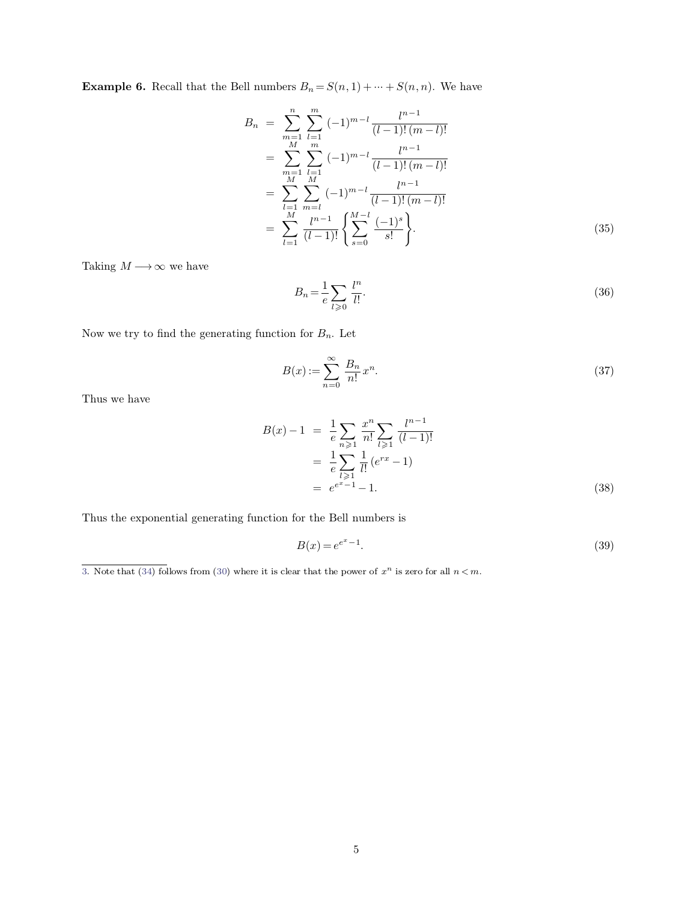**Example 6.** Recall that the Bell numbers $B_n = S(n,1) + \cdots + S(n,n)$. We have

$$
\begin{aligned}
B_n &= \sum_{m=1}^{n} \sum_{l=1}^{m} (-1)^{m-l} \frac{l^{n-1}}{(l-1)!\,(m-l)!} \\
&= \sum_{m=1}^{M} \sum_{l=1}^{m} (-1)^{m-l} \frac{l^{n-1}}{(l-1)!\,(m-l)!} \\
&= \sum_{l=1}^{M} \sum_{m=l}^{M} (-1)^{m-l} \frac{l^{n-1}}{(l-1)!\,(m-l)!} \\
&= \sum_{l=1}^{M} \frac{l^{n-1}}{(l-1)!} \left\{ \sum_{s=0}^{M-l} \frac{(-1)^s}{s!} \right\}.
\end{aligned}
\tag{35}
$$

Taking $M \longrightarrow \infty$ we have

$$
B_n = \frac{1}{e} \sum_{l \geqslant 0} \frac{l^n}{l!}. \tag{36}
$$

Now we try to find the generating function for $B_n$. Let

$$
B(x) := \sum_{n=0}^{\infty} \frac{B_n}{n!} x^n. \tag{37}
$$

Thus we have

$$
\begin{aligned}
B(x) - 1 &= \frac{1}{e} \sum_{n \geqslant 1} \frac{x^n}{n!} \sum_{l \geqslant 1} \frac{l^{n-1}}{(l-1)!} \\
&= \frac{1}{e} \sum_{l \geqslant 1} \frac{1}{l!} (e^{rx} - 1) \\
&= e^{e^x - 1} - 1.
\end{aligned}
\tag{38}
$$

Thus the exponential generating function for the Bell numbers is

$$
B(x) = e^{e^x - 1}. \tag{39}
$$

---

3. Note that (34) follows from (30) where it is clear that the power of $x^n$ is zero for all $n < m$.